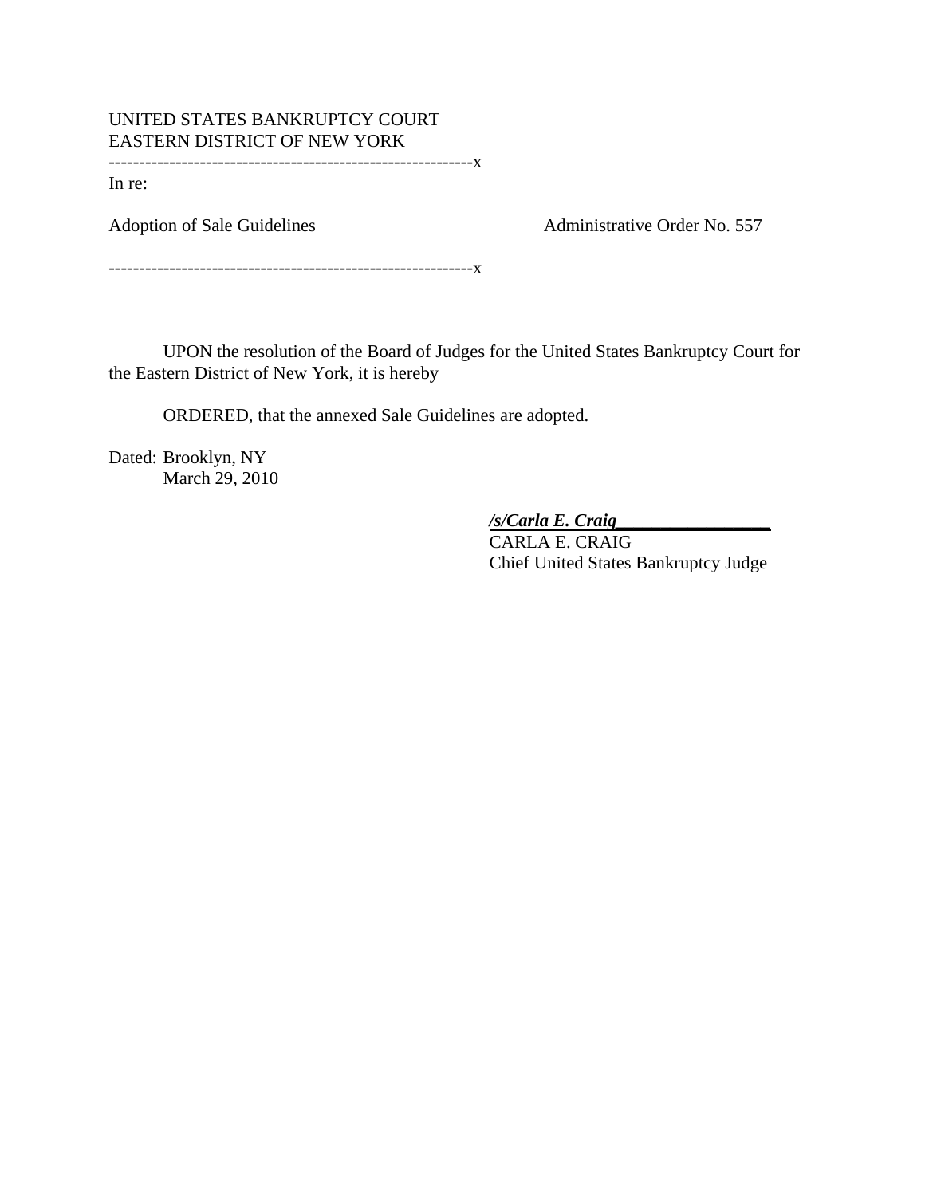UNITED STATES BANKRUPTCY COURT
EASTERN DISTRICT OF NEW YORK

------------------------------------------------------------x

In re:

Adoption of Sale Guidelines — Administrative Order No. 557

------------------------------------------------------------x

UPON the resolution of the Board of Judges for the United States Bankruptcy Court for the Eastern District of New York, it is hereby

ORDERED, that the annexed Sale Guidelines are adopted.

Dated: Brooklyn, NY
March 29, 2010

***/s/Carla E. Craig***
CARLA E. CRAIG
Chief United States Bankruptcy Judge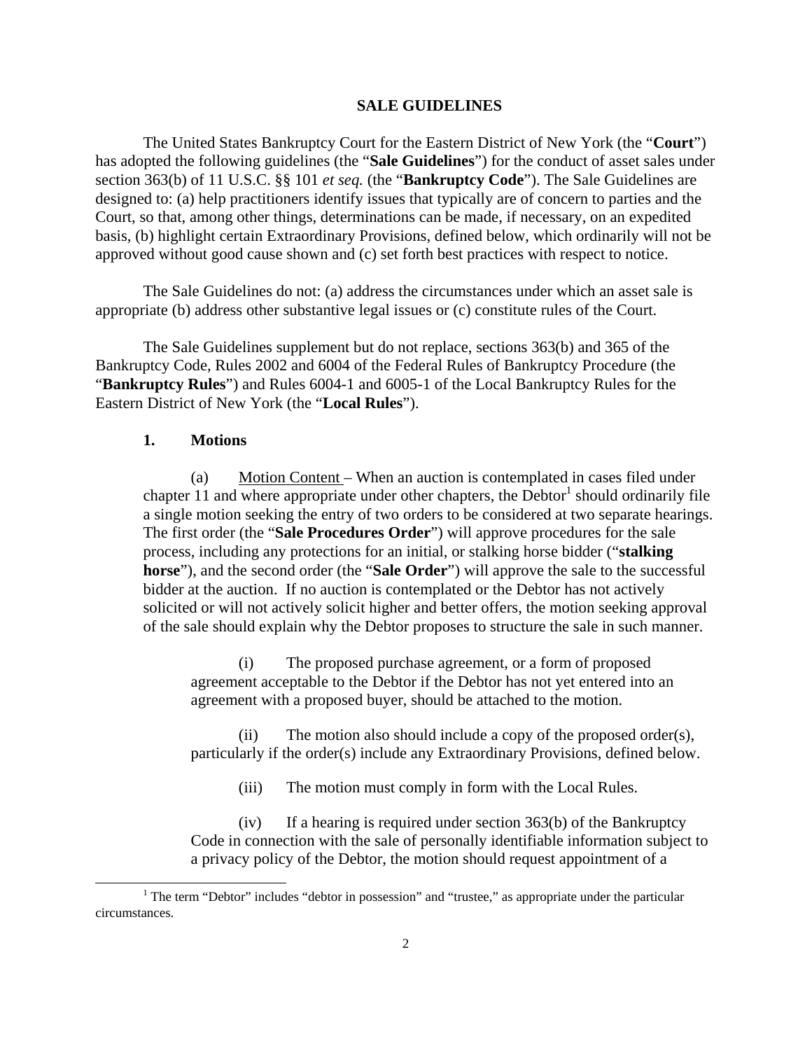## SALE GUIDELINES

The United States Bankruptcy Court for the Eastern District of New York (the "**Court**") has adopted the following guidelines (the "**Sale Guidelines**") for the conduct of asset sales under section 363(b) of 11 U.S.C. §§ 101 *et seq.* (the "**Bankruptcy Code**"). The Sale Guidelines are designed to: (a) help practitioners identify issues that typically are of concern to parties and the Court, so that, among other things, determinations can be made, if necessary, on an expedited basis, (b) highlight certain Extraordinary Provisions, defined below, which ordinarily will not be approved without good cause shown and (c) set forth best practices with respect to notice.

The Sale Guidelines do not: (a) address the circumstances under which an asset sale is appropriate (b) address other substantive legal issues or (c) constitute rules of the Court.

The Sale Guidelines supplement but do not replace, sections 363(b) and 365 of the Bankruptcy Code, Rules 2002 and 6004 of the Federal Rules of Bankruptcy Procedure (the "**Bankruptcy Rules**") and Rules 6004-1 and 6005-1 of the Local Bankruptcy Rules for the Eastern District of New York (the "**Local Rules**").

### 1. Motions

(a) Motion Content – When an auction is contemplated in cases filed under chapter 11 and where appropriate under other chapters, the Debtor[1] should ordinarily file a single motion seeking the entry of two orders to be considered at two separate hearings. The first order (the "**Sale Procedures Order**") will approve procedures for the sale process, including any protections for an initial, or stalking horse bidder ("**stalking horse**"), and the second order (the "**Sale Order**") will approve the sale to the successful bidder at the auction. If no auction is contemplated or the Debtor has not actively solicited or will not actively solicit higher and better offers, the motion seeking approval of the sale should explain why the Debtor proposes to structure the sale in such manner.

(i) The proposed purchase agreement, or a form of proposed agreement acceptable to the Debtor if the Debtor has not yet entered into an agreement with a proposed buyer, should be attached to the motion.

(ii) The motion also should include a copy of the proposed order(s), particularly if the order(s) include any Extraordinary Provisions, defined below.

(iii) The motion must comply in form with the Local Rules.

(iv) If a hearing is required under section 363(b) of the Bankruptcy Code in connection with the sale of personally identifiable information subject to a privacy policy of the Debtor, the motion should request appointment of a

[1] The term "Debtor" includes "debtor in possession" and "trustee," as appropriate under the particular circumstances.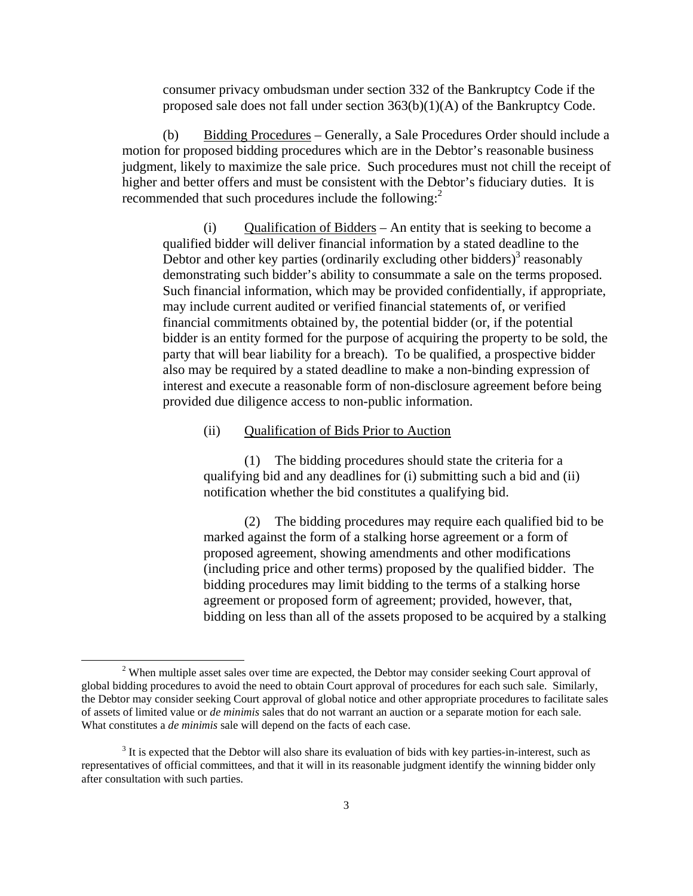consumer privacy ombudsman under section 332 of the Bankruptcy Code if the proposed sale does not fall under section 363(b)(1)(A) of the Bankruptcy Code.

(b) Bidding Procedures – Generally, a Sale Procedures Order should include a motion for proposed bidding procedures which are in the Debtor's reasonable business judgment, likely to maximize the sale price. Such procedures must not chill the receipt of higher and better offers and must be consistent with the Debtor's fiduciary duties. It is recommended that such procedures include the following:[2]

(i) Qualification of Bidders – An entity that is seeking to become a qualified bidder will deliver financial information by a stated deadline to the Debtor and other key parties (ordinarily excluding other bidders)[3] reasonably demonstrating such bidder's ability to consummate a sale on the terms proposed. Such financial information, which may be provided confidentially, if appropriate, may include current audited or verified financial statements of, or verified financial commitments obtained by, the potential bidder (or, if the potential bidder is an entity formed for the purpose of acquiring the property to be sold, the party that will bear liability for a breach). To be qualified, a prospective bidder also may be required by a stated deadline to make a non-binding expression of interest and execute a reasonable form of non-disclosure agreement before being provided due diligence access to non-public information.

(ii) Qualification of Bids Prior to Auction

(1) The bidding procedures should state the criteria for a qualifying bid and any deadlines for (i) submitting such a bid and (ii) notification whether the bid constitutes a qualifying bid.

(2) The bidding procedures may require each qualified bid to be marked against the form of a stalking horse agreement or a form of proposed agreement, showing amendments and other modifications (including price and other terms) proposed by the qualified bidder. The bidding procedures may limit bidding to the terms of a stalking horse agreement or proposed form of agreement; provided, however, that, bidding on less than all of the assets proposed to be acquired by a stalking

[2] When multiple asset sales over time are expected, the Debtor may consider seeking Court approval of global bidding procedures to avoid the need to obtain Court approval of procedures for each such sale. Similarly, the Debtor may consider seeking Court approval of global notice and other appropriate procedures to facilitate sales of assets of limited value or *de minimis* sales that do not warrant an auction or a separate motion for each sale. What constitutes a *de minimis* sale will depend on the facts of each case.

[3] It is expected that the Debtor will also share its evaluation of bids with key parties-in-interest, such as representatives of official committees, and that it will in its reasonable judgment identify the winning bidder only after consultation with such parties.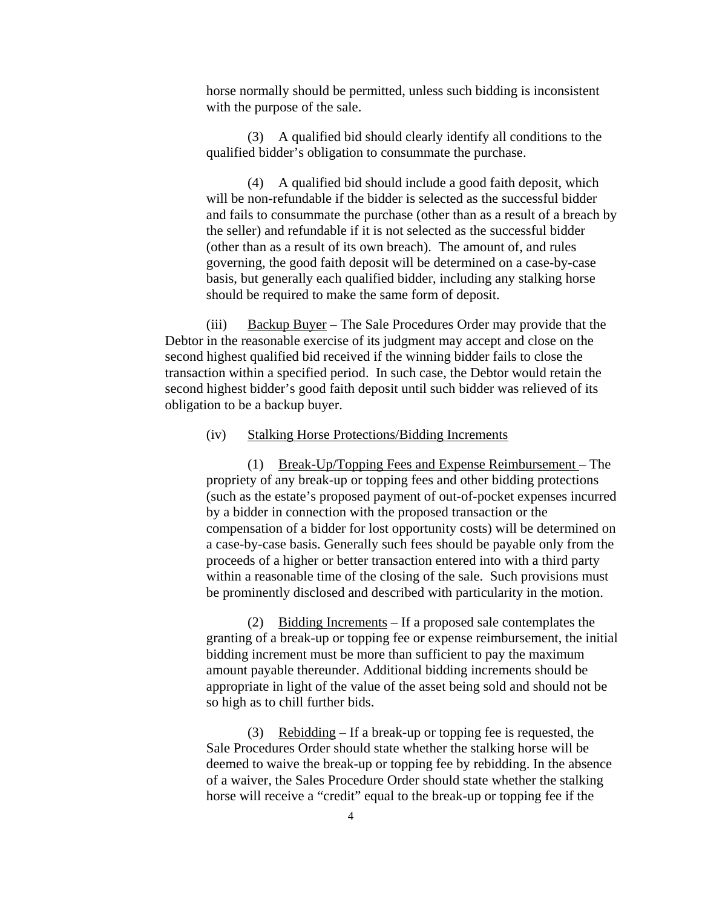horse normally should be permitted, unless such bidding is inconsistent with the purpose of the sale.

(3) A qualified bid should clearly identify all conditions to the qualified bidder's obligation to consummate the purchase.

(4) A qualified bid should include a good faith deposit, which will be non-refundable if the bidder is selected as the successful bidder and fails to consummate the purchase (other than as a result of a breach by the seller) and refundable if it is not selected as the successful bidder (other than as a result of its own breach). The amount of, and rules governing, the good faith deposit will be determined on a case-by-case basis, but generally each qualified bidder, including any stalking horse should be required to make the same form of deposit.

(iii) Backup Buyer – The Sale Procedures Order may provide that the Debtor in the reasonable exercise of its judgment may accept and close on the second highest qualified bid received if the winning bidder fails to close the transaction within a specified period. In such case, the Debtor would retain the second highest bidder's good faith deposit until such bidder was relieved of its obligation to be a backup buyer.

(iv) Stalking Horse Protections/Bidding Increments

(1) Break-Up/Topping Fees and Expense Reimbursement – The propriety of any break-up or topping fees and other bidding protections (such as the estate's proposed payment of out-of-pocket expenses incurred by a bidder in connection with the proposed transaction or the compensation of a bidder for lost opportunity costs) will be determined on a case-by-case basis. Generally such fees should be payable only from the proceeds of a higher or better transaction entered into with a third party within a reasonable time of the closing of the sale. Such provisions must be prominently disclosed and described with particularity in the motion.

(2) Bidding Increments – If a proposed sale contemplates the granting of a break-up or topping fee or expense reimbursement, the initial bidding increment must be more than sufficient to pay the maximum amount payable thereunder. Additional bidding increments should be appropriate in light of the value of the asset being sold and should not be so high as to chill further bids.

(3) Rebidding – If a break-up or topping fee is requested, the Sale Procedures Order should state whether the stalking horse will be deemed to waive the break-up or topping fee by rebidding. In the absence of a waiver, the Sales Procedure Order should state whether the stalking horse will receive a "credit" equal to the break-up or topping fee if the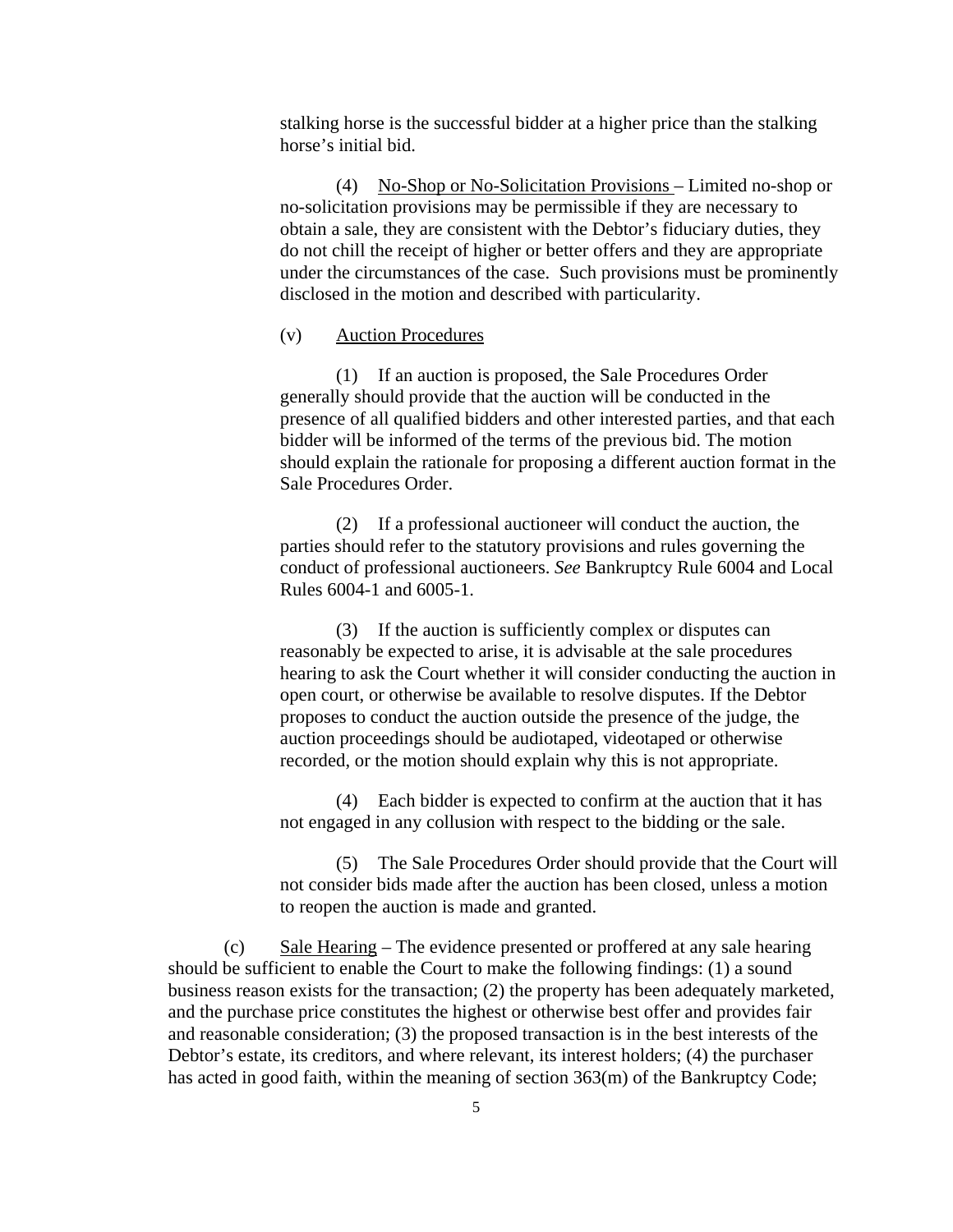stalking horse is the successful bidder at a higher price than the stalking horse's initial bid.

(4) No-Shop or No-Solicitation Provisions – Limited no-shop or no-solicitation provisions may be permissible if they are necessary to obtain a sale, they are consistent with the Debtor's fiduciary duties, they do not chill the receipt of higher or better offers and they are appropriate under the circumstances of the case. Such provisions must be prominently disclosed in the motion and described with particularity.

(v) Auction Procedures

(1) If an auction is proposed, the Sale Procedures Order generally should provide that the auction will be conducted in the presence of all qualified bidders and other interested parties, and that each bidder will be informed of the terms of the previous bid. The motion should explain the rationale for proposing a different auction format in the Sale Procedures Order.

(2) If a professional auctioneer will conduct the auction, the parties should refer to the statutory provisions and rules governing the conduct of professional auctioneers. *See* Bankruptcy Rule 6004 and Local Rules 6004-1 and 6005-1.

(3) If the auction is sufficiently complex or disputes can reasonably be expected to arise, it is advisable at the sale procedures hearing to ask the Court whether it will consider conducting the auction in open court, or otherwise be available to resolve disputes. If the Debtor proposes to conduct the auction outside the presence of the judge, the auction proceedings should be audiotaped, videotaped or otherwise recorded, or the motion should explain why this is not appropriate.

(4) Each bidder is expected to confirm at the auction that it has not engaged in any collusion with respect to the bidding or the sale.

(5) The Sale Procedures Order should provide that the Court will not consider bids made after the auction has been closed, unless a motion to reopen the auction is made and granted.

(c) Sale Hearing – The evidence presented or proffered at any sale hearing should be sufficient to enable the Court to make the following findings: (1) a sound business reason exists for the transaction; (2) the property has been adequately marketed, and the purchase price constitutes the highest or otherwise best offer and provides fair and reasonable consideration; (3) the proposed transaction is in the best interests of the Debtor's estate, its creditors, and where relevant, its interest holders; (4) the purchaser has acted in good faith, within the meaning of section 363(m) of the Bankruptcy Code;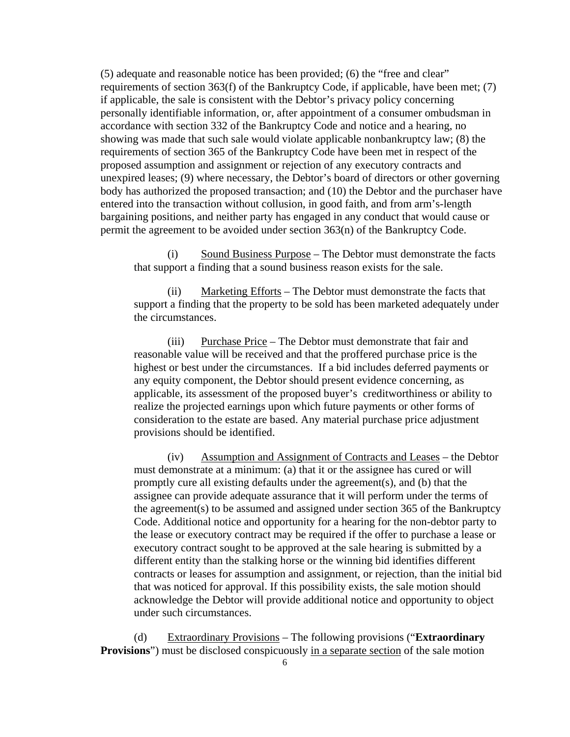(5) adequate and reasonable notice has been provided; (6) the "free and clear" requirements of section 363(f) of the Bankruptcy Code, if applicable, have been met; (7) if applicable, the sale is consistent with the Debtor's privacy policy concerning personally identifiable information, or, after appointment of a consumer ombudsman in accordance with section 332 of the Bankruptcy Code and notice and a hearing, no showing was made that such sale would violate applicable nonbankruptcy law; (8) the requirements of section 365 of the Bankruptcy Code have been met in respect of the proposed assumption and assignment or rejection of any executory contracts and unexpired leases; (9) where necessary, the Debtor's board of directors or other governing body has authorized the proposed transaction; and (10) the Debtor and the purchaser have entered into the transaction without collusion, in good faith, and from arm's-length bargaining positions, and neither party has engaged in any conduct that would cause or permit the agreement to be avoided under section 363(n) of the Bankruptcy Code.

(i) <u>Sound Business Purpose</u> – The Debtor must demonstrate the facts that support a finding that a sound business reason exists for the sale.

(ii) <u>Marketing Efforts</u> – The Debtor must demonstrate the facts that support a finding that the property to be sold has been marketed adequately under the circumstances.

(iii) <u>Purchase Price</u> – The Debtor must demonstrate that fair and reasonable value will be received and that the proffered purchase price is the highest or best under the circumstances. If a bid includes deferred payments or any equity component, the Debtor should present evidence concerning, as applicable, its assessment of the proposed buyer's creditworthiness or ability to realize the projected earnings upon which future payments or other forms of consideration to the estate are based. Any material purchase price adjustment provisions should be identified.

(iv) <u>Assumption and Assignment of Contracts and Leases</u> – the Debtor must demonstrate at a minimum: (a) that it or the assignee has cured or will promptly cure all existing defaults under the agreement(s), and (b) that the assignee can provide adequate assurance that it will perform under the terms of the agreement(s) to be assumed and assigned under section 365 of the Bankruptcy Code. Additional notice and opportunity for a hearing for the non-debtor party to the lease or executory contract may be required if the offer to purchase a lease or executory contract sought to be approved at the sale hearing is submitted by a different entity than the stalking horse or the winning bid identifies different contracts or leases for assumption and assignment, or rejection, than the initial bid that was noticed for approval. If this possibility exists, the sale motion should acknowledge the Debtor will provide additional notice and opportunity to object under such circumstances.

(d) <u>Extraordinary Provisions</u> – The following provisions ("**Extraordinary Provisions**") must be disclosed conspicuously <u>in a separate section</u> of the sale motion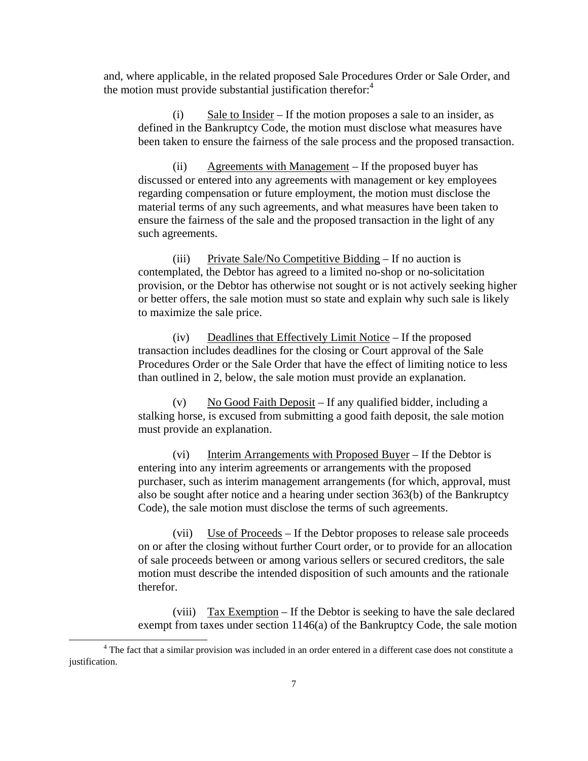and, where applicable, in the related proposed Sale Procedures Order or Sale Order, and the motion must provide substantial justification therefor:[4]

(i) Sale to Insider – If the motion proposes a sale to an insider, as defined in the Bankruptcy Code, the motion must disclose what measures have been taken to ensure the fairness of the sale process and the proposed transaction.

(ii) Agreements with Management – If the proposed buyer has discussed or entered into any agreements with management or key employees regarding compensation or future employment, the motion must disclose the material terms of any such agreements, and what measures have been taken to ensure the fairness of the sale and the proposed transaction in the light of any such agreements.

(iii) Private Sale/No Competitive Bidding – If no auction is contemplated, the Debtor has agreed to a limited no-shop or no-solicitation provision, or the Debtor has otherwise not sought or is not actively seeking higher or better offers, the sale motion must so state and explain why such sale is likely to maximize the sale price.

(iv) Deadlines that Effectively Limit Notice – If the proposed transaction includes deadlines for the closing or Court approval of the Sale Procedures Order or the Sale Order that have the effect of limiting notice to less than outlined in 2, below, the sale motion must provide an explanation.

(v) No Good Faith Deposit – If any qualified bidder, including a stalking horse, is excused from submitting a good faith deposit, the sale motion must provide an explanation.

(vi) Interim Arrangements with Proposed Buyer – If the Debtor is entering into any interim agreements or arrangements with the proposed purchaser, such as interim management arrangements (for which, approval, must also be sought after notice and a hearing under section 363(b) of the Bankruptcy Code), the sale motion must disclose the terms of such agreements.

(vii) Use of Proceeds – If the Debtor proposes to release sale proceeds on or after the closing without further Court order, or to provide for an allocation of sale proceeds between or among various sellers or secured creditors, the sale motion must describe the intended disposition of such amounts and the rationale therefor.

(viii) Tax Exemption – If the Debtor is seeking to have the sale declared exempt from taxes under section 1146(a) of the Bankruptcy Code, the sale motion

[4] The fact that a similar provision was included in an order entered in a different case does not constitute a justification.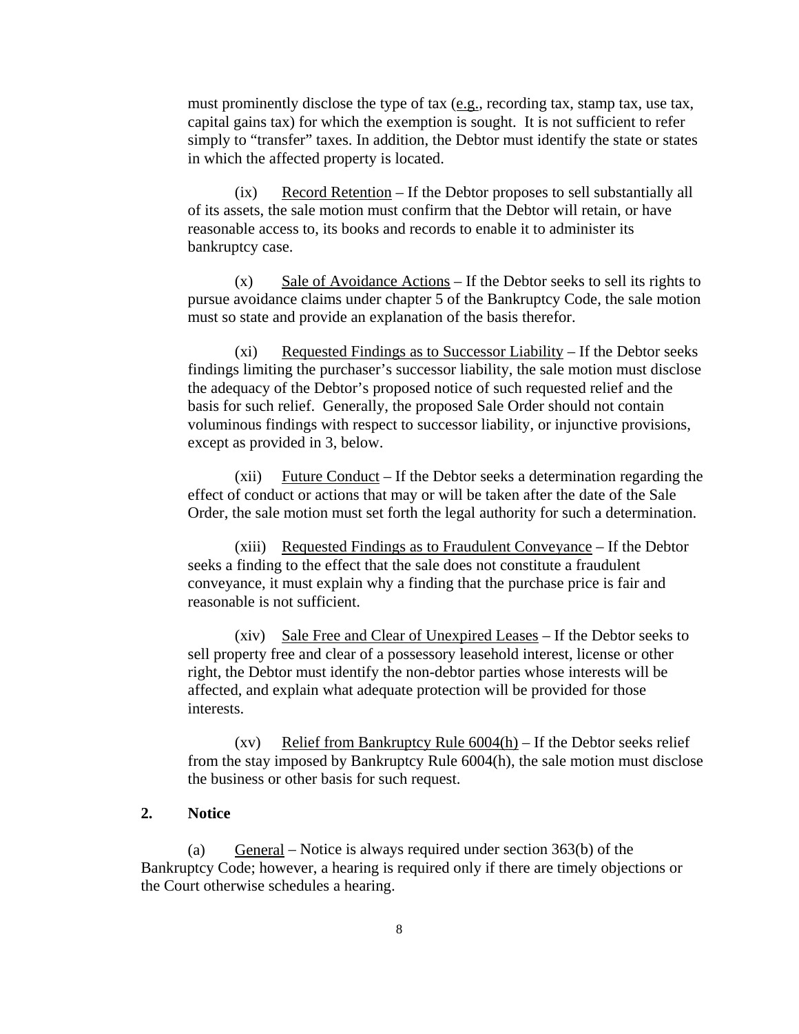must prominently disclose the type of tax (e.g., recording tax, stamp tax, use tax, capital gains tax) for which the exemption is sought. It is not sufficient to refer simply to "transfer" taxes. In addition, the Debtor must identify the state or states in which the affected property is located.

(ix) Record Retention – If the Debtor proposes to sell substantially all of its assets, the sale motion must confirm that the Debtor will retain, or have reasonable access to, its books and records to enable it to administer its bankruptcy case.

(x) Sale of Avoidance Actions – If the Debtor seeks to sell its rights to pursue avoidance claims under chapter 5 of the Bankruptcy Code, the sale motion must so state and provide an explanation of the basis therefor.

(xi) Requested Findings as to Successor Liability – If the Debtor seeks findings limiting the purchaser's successor liability, the sale motion must disclose the adequacy of the Debtor's proposed notice of such requested relief and the basis for such relief. Generally, the proposed Sale Order should not contain voluminous findings with respect to successor liability, or injunctive provisions, except as provided in 3, below.

(xii) Future Conduct – If the Debtor seeks a determination regarding the effect of conduct or actions that may or will be taken after the date of the Sale Order, the sale motion must set forth the legal authority for such a determination.

(xiii) Requested Findings as to Fraudulent Conveyance – If the Debtor seeks a finding to the effect that the sale does not constitute a fraudulent conveyance, it must explain why a finding that the purchase price is fair and reasonable is not sufficient.

(xiv) Sale Free and Clear of Unexpired Leases – If the Debtor seeks to sell property free and clear of a possessory leasehold interest, license or other right, the Debtor must identify the non-debtor parties whose interests will be affected, and explain what adequate protection will be provided for those interests.

(xv) Relief from Bankruptcy Rule 6004(h) – If the Debtor seeks relief from the stay imposed by Bankruptcy Rule 6004(h), the sale motion must disclose the business or other basis for such request.

**2. Notice**

(a) General – Notice is always required under section 363(b) of the Bankruptcy Code; however, a hearing is required only if there are timely objections or the Court otherwise schedules a hearing.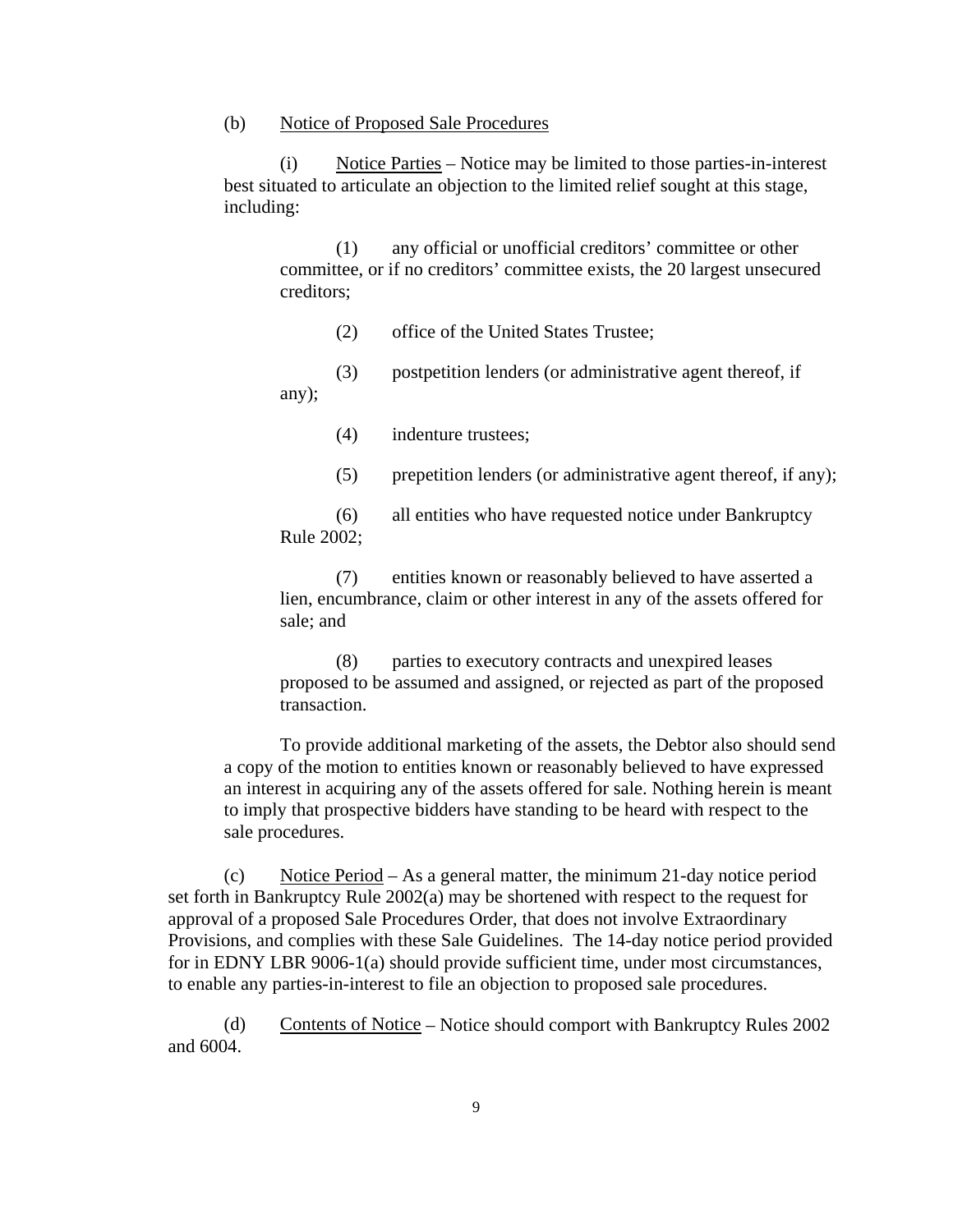(b) <u>Notice of Proposed Sale Procedures</u>

(i) <u>Notice Parties</u> – Notice may be limited to those parties-in-interest best situated to articulate an objection to the limited relief sought at this stage, including:

(1) any official or unofficial creditors' committee or other committee, or if no creditors' committee exists, the 20 largest unsecured creditors;

(2) office of the United States Trustee;

(3) postpetition lenders (or administrative agent thereof, if any);

(4) indenture trustees;

(5) prepetition lenders (or administrative agent thereof, if any);

(6) all entities who have requested notice under Bankruptcy Rule 2002;

(7) entities known or reasonably believed to have asserted a lien, encumbrance, claim or other interest in any of the assets offered for sale; and

(8) parties to executory contracts and unexpired leases proposed to be assumed and assigned, or rejected as part of the proposed transaction.

To provide additional marketing of the assets, the Debtor also should send a copy of the motion to entities known or reasonably believed to have expressed an interest in acquiring any of the assets offered for sale. Nothing herein is meant to imply that prospective bidders have standing to be heard with respect to the sale procedures.

(c) <u>Notice Period</u> – As a general matter, the minimum 21-day notice period set forth in Bankruptcy Rule 2002(a) may be shortened with respect to the request for approval of a proposed Sale Procedures Order, that does not involve Extraordinary Provisions, and complies with these Sale Guidelines. The 14-day notice period provided for in EDNY LBR 9006-1(a) should provide sufficient time, under most circumstances, to enable any parties-in-interest to file an objection to proposed sale procedures.

(d) <u>Contents of Notice</u> – Notice should comport with Bankruptcy Rules 2002 and 6004.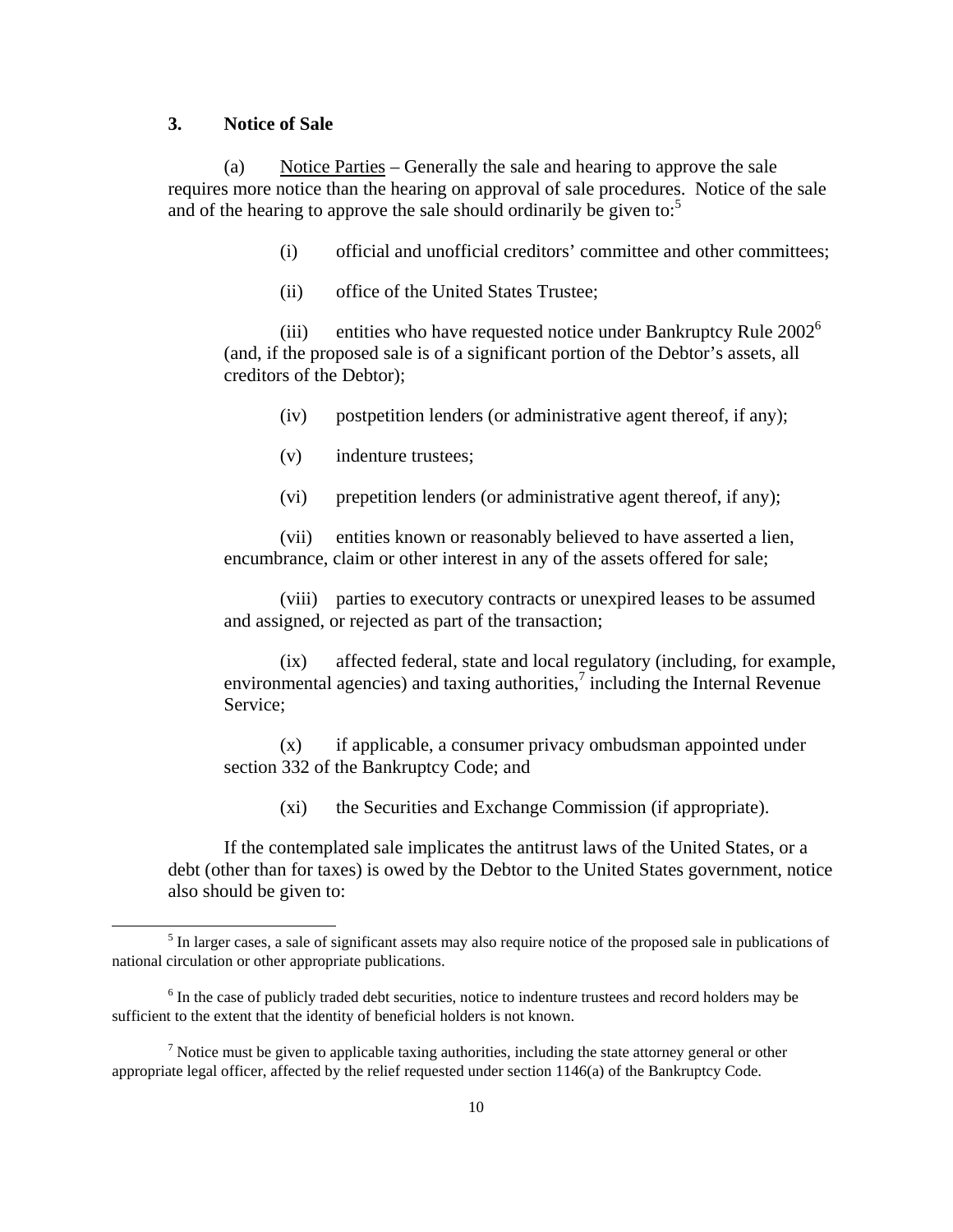### 3. Notice of Sale

(a) Notice Parties – Generally the sale and hearing to approve the sale requires more notice than the hearing on approval of sale procedures. Notice of the sale and of the hearing to approve the sale should ordinarily be given to:[5]

(i) official and unofficial creditors' committee and other committees;

(ii) office of the United States Trustee;

(iii) entities who have requested notice under Bankruptcy Rule 2002[6] (and, if the proposed sale is of a significant portion of the Debtor's assets, all creditors of the Debtor);

(iv) postpetition lenders (or administrative agent thereof, if any);

(v) indenture trustees;

(vi) prepetition lenders (or administrative agent thereof, if any);

(vii) entities known or reasonably believed to have asserted a lien, encumbrance, claim or other interest in any of the assets offered for sale;

(viii) parties to executory contracts or unexpired leases to be assumed and assigned, or rejected as part of the transaction;

(ix) affected federal, state and local regulatory (including, for example, environmental agencies) and taxing authorities,[7] including the Internal Revenue Service;

(x) if applicable, a consumer privacy ombudsman appointed under section 332 of the Bankruptcy Code; and

(xi) the Securities and Exchange Commission (if appropriate).

If the contemplated sale implicates the antitrust laws of the United States, or a debt (other than for taxes) is owed by the Debtor to the United States government, notice also should be given to:

[5] In larger cases, a sale of significant assets may also require notice of the proposed sale in publications of national circulation or other appropriate publications.

[6] In the case of publicly traded debt securities, notice to indenture trustees and record holders may be sufficient to the extent that the identity of beneficial holders is not known.

[7] Notice must be given to applicable taxing authorities, including the state attorney general or other appropriate legal officer, affected by the relief requested under section 1146(a) of the Bankruptcy Code.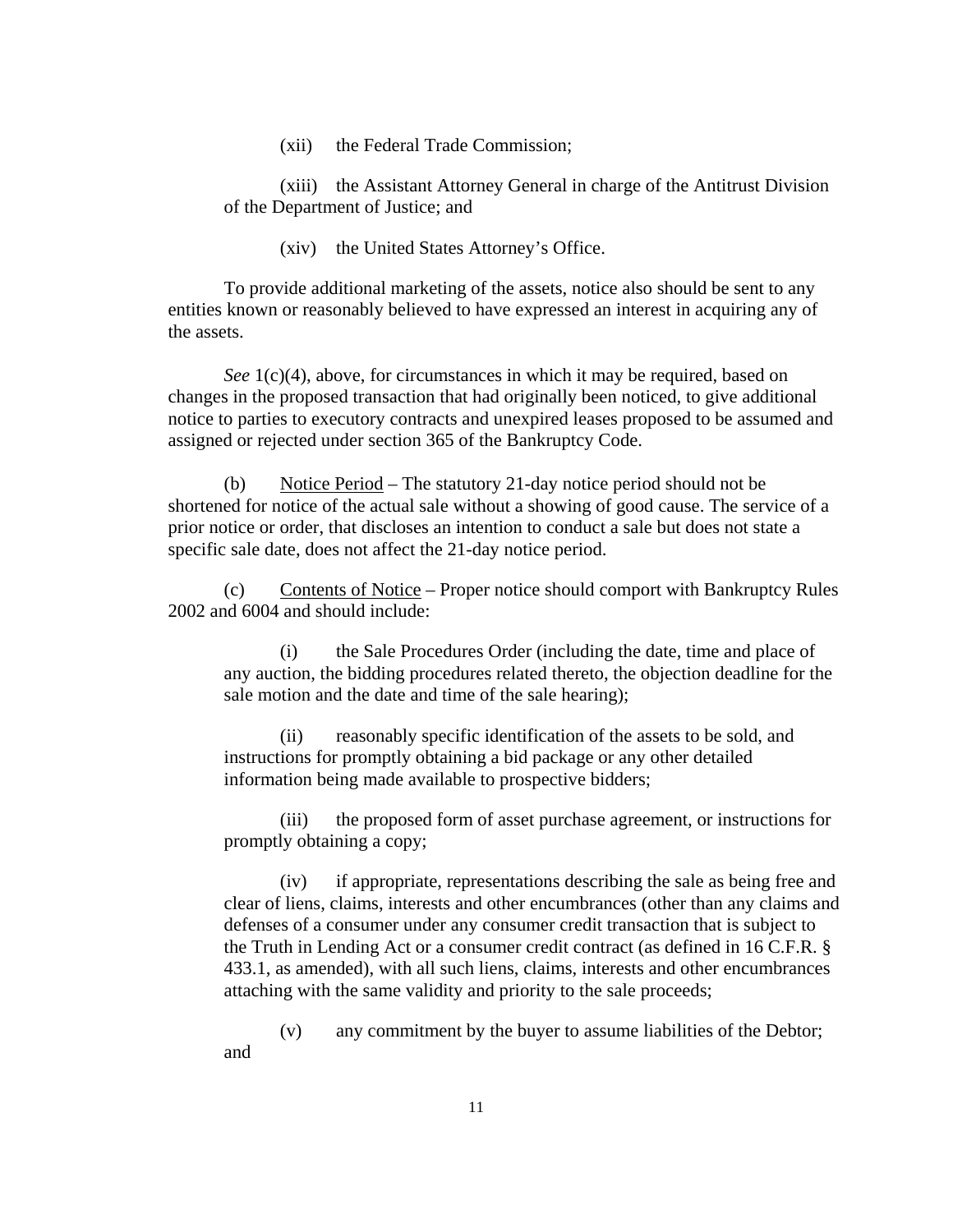(xii) the Federal Trade Commission;

(xiii) the Assistant Attorney General in charge of the Antitrust Division of the Department of Justice; and

(xiv) the United States Attorney's Office.

To provide additional marketing of the assets, notice also should be sent to any entities known or reasonably believed to have expressed an interest in acquiring any of the assets.

*See* 1(c)(4), above, for circumstances in which it may be required, based on changes in the proposed transaction that had originally been noticed, to give additional notice to parties to executory contracts and unexpired leases proposed to be assumed and assigned or rejected under section 365 of the Bankruptcy Code.

(b) <u>Notice Period</u> – The statutory 21-day notice period should not be shortened for notice of the actual sale without a showing of good cause. The service of a prior notice or order, that discloses an intention to conduct a sale but does not state a specific sale date, does not affect the 21-day notice period.

(c) <u>Contents of Notice</u> – Proper notice should comport with Bankruptcy Rules 2002 and 6004 and should include:

(i) the Sale Procedures Order (including the date, time and place of any auction, the bidding procedures related thereto, the objection deadline for the sale motion and the date and time of the sale hearing);

(ii) reasonably specific identification of the assets to be sold, and instructions for promptly obtaining a bid package or any other detailed information being made available to prospective bidders;

(iii) the proposed form of asset purchase agreement, or instructions for promptly obtaining a copy;

(iv) if appropriate, representations describing the sale as being free and clear of liens, claims, interests and other encumbrances (other than any claims and defenses of a consumer under any consumer credit transaction that is subject to the Truth in Lending Act or a consumer credit contract (as defined in 16 C.F.R. § 433.1, as amended), with all such liens, claims, interests and other encumbrances attaching with the same validity and priority to the sale proceeds;

(v) any commitment by the buyer to assume liabilities of the Debtor; and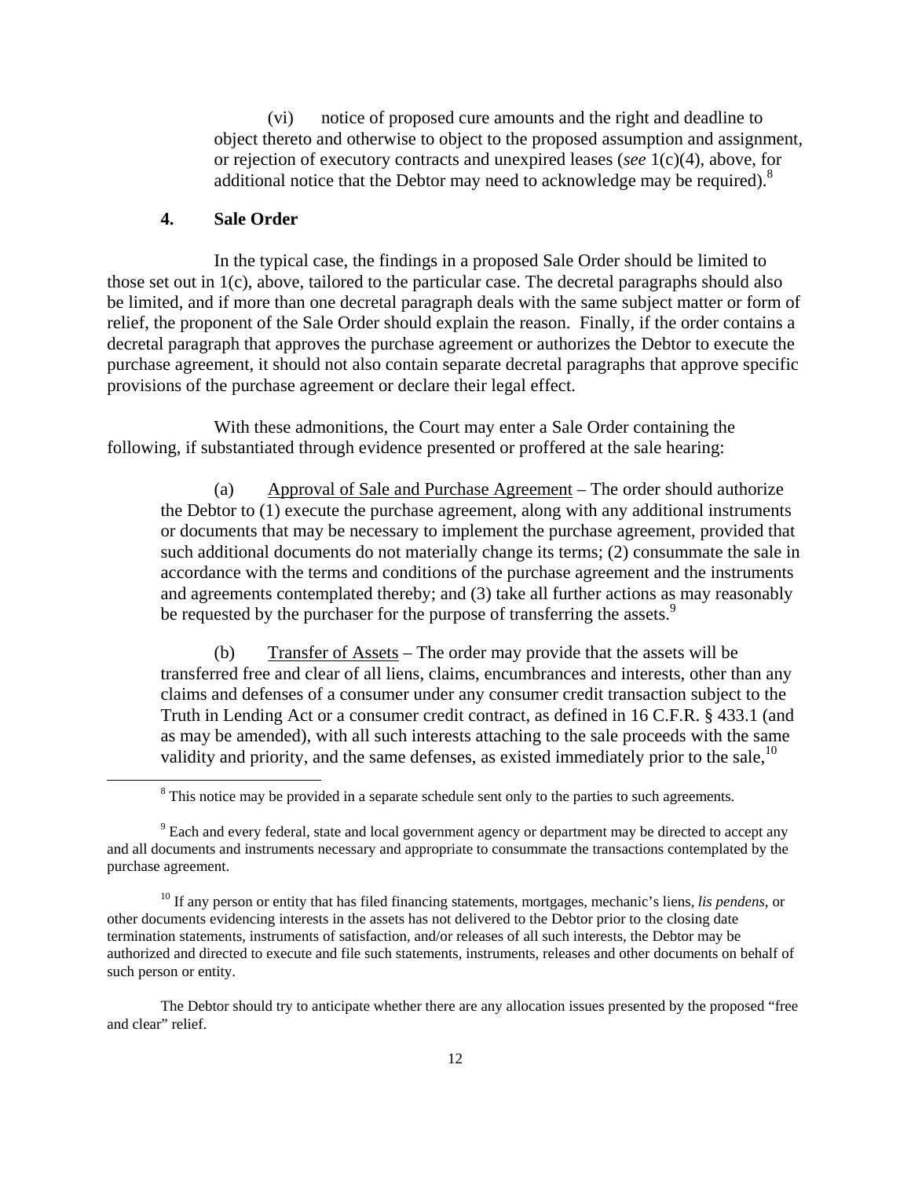(vi) notice of proposed cure amounts and the right and deadline to object thereto and otherwise to object to the proposed assumption and assignment, or rejection of executory contracts and unexpired leases (*see* 1(c)(4), above, for additional notice that the Debtor may need to acknowledge may be required).[8]

### 4. Sale Order

In the typical case, the findings in a proposed Sale Order should be limited to those set out in 1(c), above, tailored to the particular case. The decretal paragraphs should also be limited, and if more than one decretal paragraph deals with the same subject matter or form of relief, the proponent of the Sale Order should explain the reason. Finally, if the order contains a decretal paragraph that approves the purchase agreement or authorizes the Debtor to execute the purchase agreement, it should not also contain separate decretal paragraphs that approve specific provisions of the purchase agreement or declare their legal effect.

With these admonitions, the Court may enter a Sale Order containing the following, if substantiated through evidence presented or proffered at the sale hearing:

(a) <u>Approval of Sale and Purchase Agreement</u> – The order should authorize the Debtor to (1) execute the purchase agreement, along with any additional instruments or documents that may be necessary to implement the purchase agreement, provided that such additional documents do not materially change its terms; (2) consummate the sale in accordance with the terms and conditions of the purchase agreement and the instruments and agreements contemplated thereby; and (3) take all further actions as may reasonably be requested by the purchaser for the purpose of transferring the assets.[9]

(b) <u>Transfer of Assets</u> – The order may provide that the assets will be transferred free and clear of all liens, claims, encumbrances and interests, other than any claims and defenses of a consumer under any consumer credit transaction subject to the Truth in Lending Act or a consumer credit contract, as defined in 16 C.F.R. § 433.1 (and as may be amended), with all such interests attaching to the sale proceeds with the same validity and priority, and the same defenses, as existed immediately prior to the sale,[10]

---

[8] This notice may be provided in a separate schedule sent only to the parties to such agreements.

[9] Each and every federal, state and local government agency or department may be directed to accept any and all documents and instruments necessary and appropriate to consummate the transactions contemplated by the purchase agreement.

[10] If any person or entity that has filed financing statements, mortgages, mechanic's liens, *lis pendens*, or other documents evidencing interests in the assets has not delivered to the Debtor prior to the closing date termination statements, instruments of satisfaction, and/or releases of all such interests, the Debtor may be authorized and directed to execute and file such statements, instruments, releases and other documents on behalf of such person or entity.

The Debtor should try to anticipate whether there are any allocation issues presented by the proposed "free and clear" relief.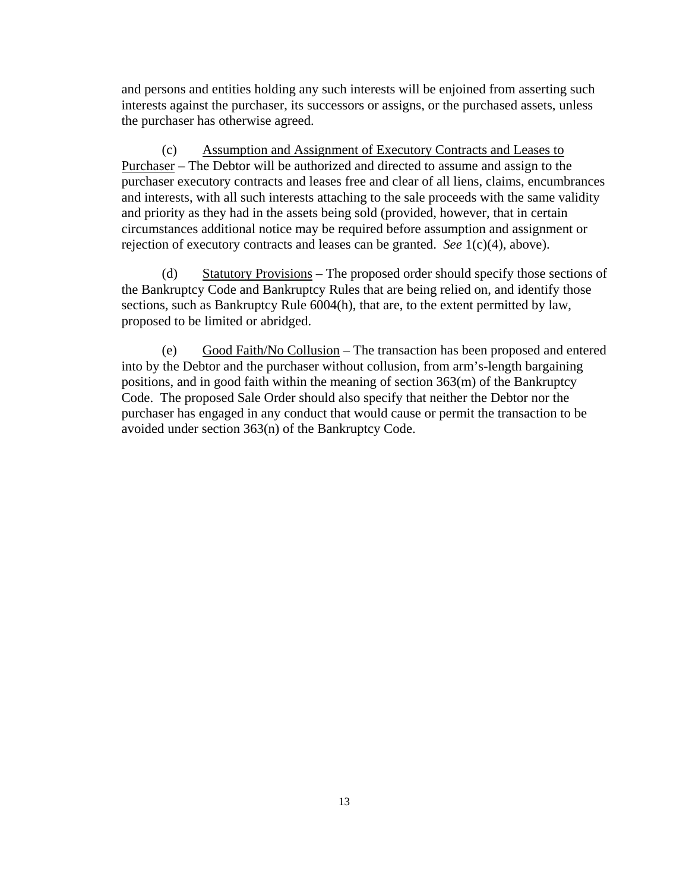and persons and entities holding any such interests will be enjoined from asserting such interests against the purchaser, its successors or assigns, or the purchased assets, unless the purchaser has otherwise agreed.

(c) Assumption and Assignment of Executory Contracts and Leases to Purchaser – The Debtor will be authorized and directed to assume and assign to the purchaser executory contracts and leases free and clear of all liens, claims, encumbrances and interests, with all such interests attaching to the sale proceeds with the same validity and priority as they had in the assets being sold (provided, however, that in certain circumstances additional notice may be required before assumption and assignment or rejection of executory contracts and leases can be granted. *See* 1(c)(4), above).

(d) Statutory Provisions – The proposed order should specify those sections of the Bankruptcy Code and Bankruptcy Rules that are being relied on, and identify those sections, such as Bankruptcy Rule 6004(h), that are, to the extent permitted by law, proposed to be limited or abridged.

(e) Good Faith/No Collusion – The transaction has been proposed and entered into by the Debtor and the purchaser without collusion, from arm's-length bargaining positions, and in good faith within the meaning of section 363(m) of the Bankruptcy Code. The proposed Sale Order should also specify that neither the Debtor nor the purchaser has engaged in any conduct that would cause or permit the transaction to be avoided under section 363(n) of the Bankruptcy Code.